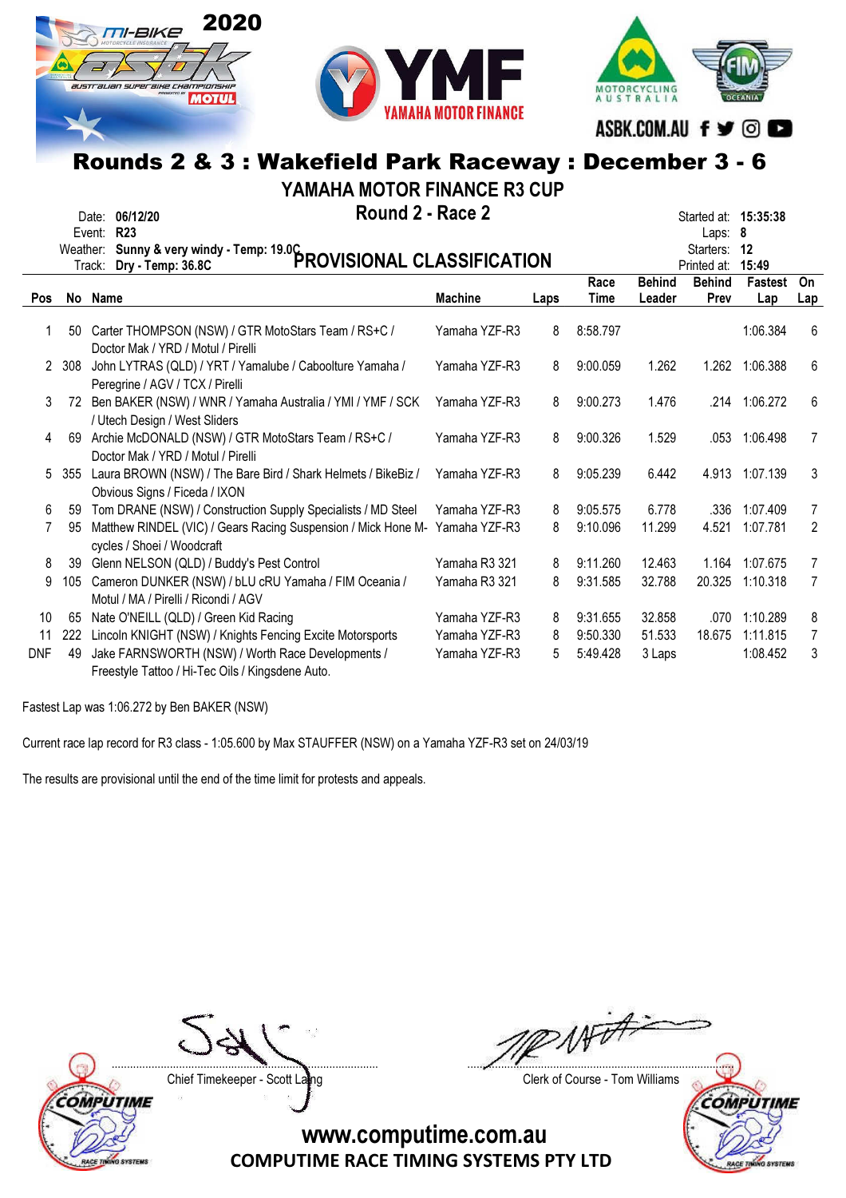# Rounds 2 & 3 : Wakefield Park Raceway : December 3 - 6

## YAMAHA MOTOR FINANCE R3 CUP

### Round 2 - Race 2

Date: **06/12/20**
Event: **R23**
Weather: **Sunny & very windy - Temp: 19.0C**
Track: **Dry - Temp: 36.8C**

Started at: **15:35:38**
Laps: **8**
Starters: **12**
Printed at: **15:49**

## PROVISIONAL CLASSIFICATION

| Pos | No | Name | Machine | Laps | Race Time | Behind Leader | Behind Prev | Fastest Lap | On Lap |
|---|---|---|---|---|---|---|---|---|---|
| 1 | 50 | Carter THOMPSON (NSW) / GTR MotoStars Team / RS+C / Doctor Mak / YRD / Motul / Pirelli | Yamaha YZF-R3 | 8 | 8:58.797 | | | 1:06.384 | 6 |
| 2 | 308 | John LYTRAS (QLD) / YRT / Yamalube / Caboolture Yamaha / Peregrine / AGV / TCX / Pirelli | Yamaha YZF-R3 | 8 | 9:00.059 | 1.262 | 1.262 | 1:06.388 | 6 |
| 3 | 72 | Ben BAKER (NSW) / WNR / Yamaha Australia / YMI / YMF / SCK / Utech Design / West Sliders | Yamaha YZF-R3 | 8 | 9:00.273 | 1.476 | .214 | 1:06.272 | 6 |
| 4 | 69 | Archie McDONALD (NSW) / GTR MotoStars Team / RS+C / Doctor Mak / YRD / Motul / Pirelli | Yamaha YZF-R3 | 8 | 9:00.326 | 1.529 | .053 | 1:06.498 | 7 |
| 5 | 355 | Laura BROWN (NSW) / The Bare Bird / Shark Helmets / BikeBiz / Obvious Signs / Ficeda / IXON | Yamaha YZF-R3 | 8 | 9:05.239 | 6.442 | 4.913 | 1:07.139 | 3 |
| 6 | 59 | Tom DRANE (NSW) / Construction Supply Specialists / MD Steel | Yamaha YZF-R3 | 8 | 9:05.575 | 6.778 | .336 | 1:07.409 | 7 |
| 7 | 95 | Matthew RINDEL (VIC) / Gears Racing Suspension / Mick Hone M-cycles / Shoei / Woodcraft | Yamaha YZF-R3 | 8 | 9:10.096 | 11.299 | 4.521 | 1:07.781 | 2 |
| 8 | 39 | Glenn NELSON (QLD) / Buddy's Pest Control | Yamaha R3 321 | 8 | 9:11.260 | 12.463 | 1.164 | 1:07.675 | 7 |
| 9 | 105 | Cameron DUNKER (NSW) / bLU cRU Yamaha / FIM Oceania / Motul / MA / Pirelli / Ricondi / AGV | Yamaha R3 321 | 8 | 9:31.585 | 32.788 | 20.325 | 1:10.318 | 7 |
| 10 | 65 | Nate O'NEILL (QLD) / Green Kid Racing | Yamaha YZF-R3 | 8 | 9:31.655 | 32.858 | .070 | 1:10.289 | 8 |
| 11 | 222 | Lincoln KNIGHT (NSW) / Knights Fencing Excite Motorsports | Yamaha YZF-R3 | 8 | 9:50.330 | 51.533 | 18.675 | 1:11.815 | 7 |
| DNF | 49 | Jake FARNSWORTH (NSW) / Worth Race Developments / Freestyle Tattoo / Hi-Tec Oils / Kingsdene Auto. | Yamaha YZF-R3 | 5 | 5:49.428 | 3 Laps | | 1:08.452 | 3 |

Fastest Lap was 1:06.272 by Ben BAKER (NSW)

Current race lap record for R3 class - 1:05.600 by Max STAUFFER (NSW) on a Yamaha YZF-R3 set on 24/03/19

The results are provisional until the end of the time limit for protests and appeals.

Chief Timekeeper - Scott Laing

Clerk of Course - Tom Williams

www.computime.com.au
COMPUTIME RACE TIMING SYSTEMS PTY LTD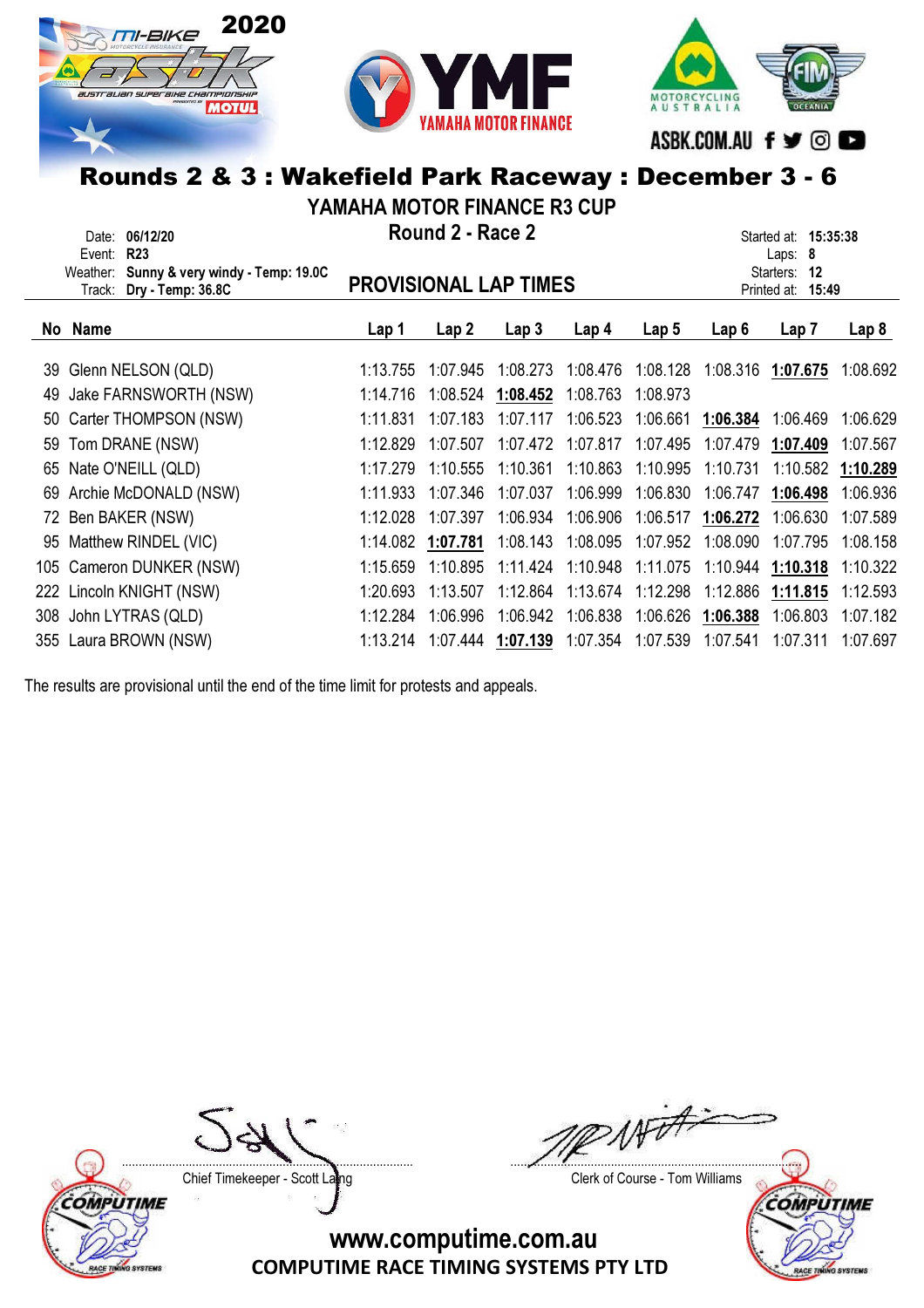# Rounds 2 & 3 : Wakefield Park Raceway : December 3 - 6

## YAMAHA MOTOR FINANCE R3 CUP

### Round 2 - Race 2

Date: **06/12/20**
Event: **R23**
Weather: **Sunny & very windy - Temp: 19.0C**
Track: **Dry - Temp: 36.8C**

**PROVISIONAL LAP TIMES**

Started at: **15:35:38**
Laps: **8**
Starters: **12**
Printed at: **15:49**

| No | Name | Lap 1 | Lap 2 | Lap 3 | Lap 4 | Lap 5 | Lap 6 | Lap 7 | Lap 8 |
|---|---|---|---|---|---|---|---|---|---|
| 39 | Glenn NELSON (QLD) | 1:13.755 | 1:07.945 | 1:08.273 | 1:08.476 | 1:08.128 | 1:08.316 | **1:07.675** | 1:08.692 |
| 49 | Jake FARNSWORTH (NSW) | 1:14.716 | 1:08.524 | **1:08.452** | 1:08.763 | 1:08.973 | | | |
| 50 | Carter THOMPSON (NSW) | 1:11.831 | 1:07.183 | 1:07.117 | 1:06.523 | 1:06.661 | **1:06.384** | 1:06.469 | 1:06.629 |
| 59 | Tom DRANE (NSW) | 1:12.829 | 1:07.507 | 1:07.472 | 1:07.817 | 1:07.495 | 1:07.479 | **1:07.409** | 1:07.567 |
| 65 | Nate O'NEILL (QLD) | 1:17.279 | 1:10.555 | 1:10.361 | 1:10.863 | 1:10.995 | 1:10.731 | 1:10.582 | **1:10.289** |
| 69 | Archie McDONALD (NSW) | 1:11.933 | 1:07.346 | 1:07.037 | 1:06.999 | 1:06.830 | 1:06.747 | **1:06.498** | 1:06.936 |
| 72 | Ben BAKER (NSW) | 1:12.028 | 1:07.397 | 1:06.934 | 1:06.906 | 1:06.517 | **1:06.272** | 1:06.630 | 1:07.589 |
| 95 | Matthew RINDEL (VIC) | 1:14.082 | **1:07.781** | 1:08.143 | 1:08.095 | 1:07.952 | 1:08.090 | 1:07.795 | 1:08.158 |
| 105 | Cameron DUNKER (NSW) | 1:15.659 | 1:10.895 | 1:11.424 | 1:10.948 | 1:11.075 | 1:10.944 | **1:10.318** | 1:10.322 |
| 222 | Lincoln KNIGHT (NSW) | 1:20.693 | 1:13.507 | 1:12.864 | 1:13.674 | 1:12.298 | 1:12.886 | **1:11.815** | 1:12.593 |
| 308 | John LYTRAS (QLD) | 1:12.284 | 1:06.996 | 1:06.942 | 1:06.838 | 1:06.626 | **1:06.388** | 1:06.803 | 1:07.182 |
| 355 | Laura BROWN (NSW) | 1:13.214 | 1:07.444 | **1:07.139** | 1:07.354 | 1:07.539 | 1:07.541 | 1:07.311 | 1:07.697 |

The results are provisional until the end of the time limit for protests and appeals.

Chief Timekeeper - Scott Laing

Clerk of Course - Tom Williams

www.computime.com.au
COMPUTIME RACE TIMING SYSTEMS PTY LTD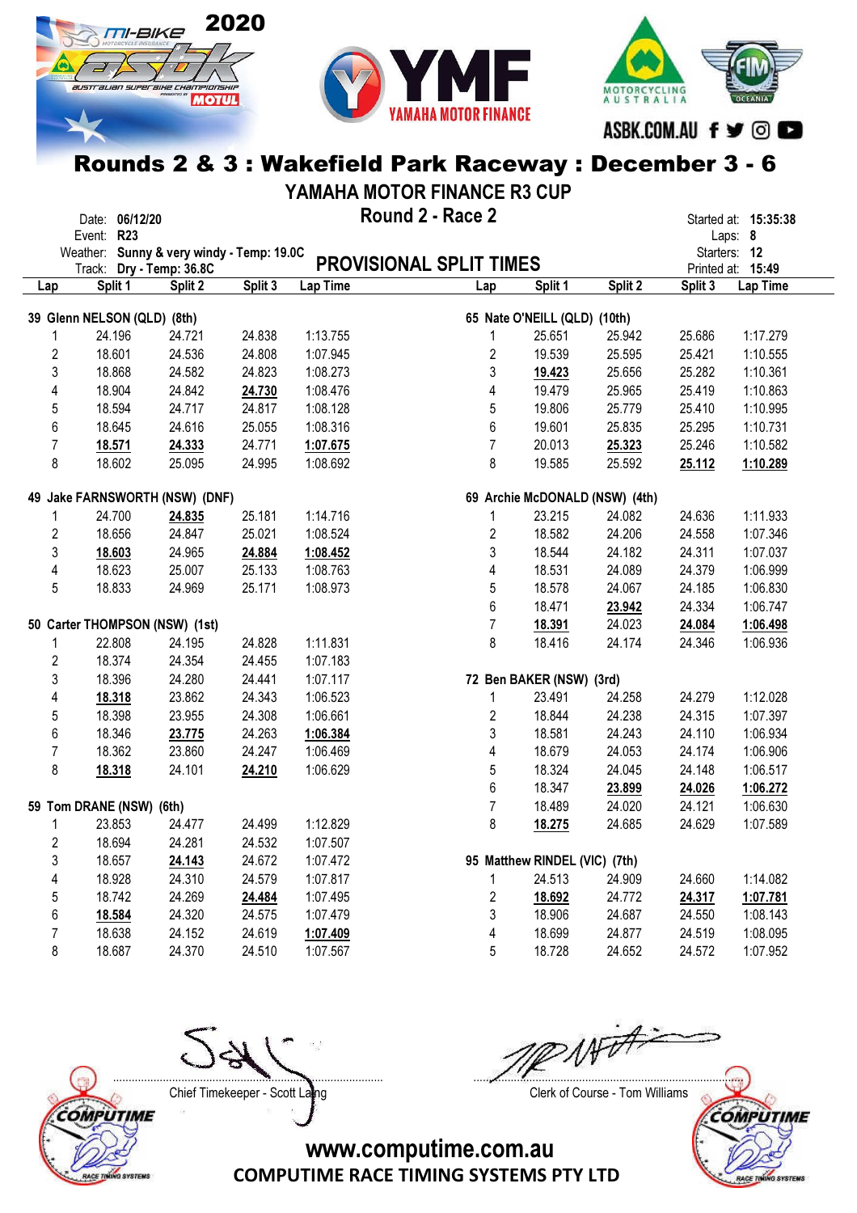# Rounds 2 & 3 : Wakefield Park Raceway : December 3 - 6

## YAMAHA MOTOR FINANCE R3 CUP

## Round 2 - Race 2

Date: **06/12/20**
Event: **R23**
Weather: **Sunny & very windy - Temp: 19.0C**
Track: **Dry - Temp: 36.8C**

Started at: **15:35:38**
Laps: **8**
Starters: **12**
Printed at: **15:49**

## PROVISIONAL SPLIT TIMES

### 39 Glenn NELSON (QLD) (8th)

| Lap | Split 1 | Split 2 | Split 3 | Lap Time |
|---|---|---|---|---|
| 1 | 24.196 | 24.721 | 24.838 | 1:13.755 |
| 2 | 18.601 | 24.536 | 24.808 | 1:07.945 |
| 3 | 18.868 | 24.582 | 24.823 | 1:08.273 |
| 4 | 18.904 | 24.842 | **24.730** | 1:08.476 |
| 5 | 18.594 | 24.717 | 24.817 | 1:08.128 |
| 6 | 18.645 | 24.616 | 25.055 | 1:08.316 |
| 7 | **18.571** | **24.333** | 24.771 | **1:07.675** |
| 8 | 18.602 | 25.095 | 24.995 | 1:08.692 |

### 49 Jake FARNSWORTH (NSW) (DNF)

| Lap | Split 1 | Split 2 | Split 3 | Lap Time |
|---|---|---|---|---|
| 1 | 24.700 | **24.835** | 25.181 | 1:14.716 |
| 2 | 18.656 | 24.847 | 25.021 | 1:08.524 |
| 3 | **18.603** | 24.965 | **24.884** | **1:08.452** |
| 4 | 18.623 | 25.007 | 25.133 | 1:08.763 |
| 5 | 18.833 | 24.969 | 25.171 | 1:08.973 |

### 50 Carter THOMPSON (NSW) (1st)

| Lap | Split 1 | Split 2 | Split 3 | Lap Time |
|---|---|---|---|---|
| 1 | 22.808 | 24.195 | 24.828 | 1:11.831 |
| 2 | 18.374 | 24.354 | 24.455 | 1:07.183 |
| 3 | 18.396 | 24.280 | 24.441 | 1:07.117 |
| 4 | **18.318** | 23.862 | 24.343 | 1:06.523 |
| 5 | 18.398 | 23.955 | 24.308 | 1:06.661 |
| 6 | 18.346 | **23.775** | 24.263 | **1:06.384** |
| 7 | 18.362 | 23.860 | 24.247 | 1:06.469 |
| 8 | **18.318** | 24.101 | **24.210** | 1:06.629 |

### 59 Tom DRANE (NSW) (6th)

| Lap | Split 1 | Split 2 | Split 3 | Lap Time |
|---|---|---|---|---|
| 1 | 23.853 | 24.477 | 24.499 | 1:12.829 |
| 2 | 18.694 | 24.281 | 24.532 | 1:07.507 |
| 3 | 18.657 | **24.143** | 24.672 | 1:07.472 |
| 4 | 18.928 | 24.310 | 24.579 | 1:07.817 |
| 5 | 18.742 | 24.269 | **24.484** | 1:07.495 |
| 6 | **18.584** | 24.320 | 24.575 | 1:07.479 |
| 7 | 18.638 | 24.152 | 24.619 | **1:07.409** |
| 8 | 18.687 | 24.370 | 24.510 | 1:07.567 |

### 65 Nate O'NEILL (QLD) (10th)

| Lap | Split 1 | Split 2 | Split 3 | Lap Time |
|---|---|---|---|---|
| 1 | 25.651 | 25.942 | 25.686 | 1:17.279 |
| 2 | 19.539 | 25.595 | 25.421 | 1:10.555 |
| 3 | **19.423** | 25.656 | 25.282 | 1:10.361 |
| 4 | 19.479 | 25.965 | 25.419 | 1:10.863 |
| 5 | 19.806 | 25.779 | 25.410 | 1:10.995 |
| 6 | 19.601 | 25.835 | 25.295 | 1:10.731 |
| 7 | 20.013 | **25.323** | 25.246 | 1:10.582 |
| 8 | 19.585 | 25.592 | **25.112** | **1:10.289** |

### 69 Archie McDONALD (NSW) (4th)

| Lap | Split 1 | Split 2 | Split 3 | Lap Time |
|---|---|---|---|---|
| 1 | 23.215 | 24.082 | 24.636 | 1:11.933 |
| 2 | 18.582 | 24.206 | 24.558 | 1:07.346 |
| 3 | 18.544 | 24.182 | 24.311 | 1:07.037 |
| 4 | 18.531 | 24.089 | 24.379 | 1:06.999 |
| 5 | 18.578 | 24.067 | 24.185 | 1:06.830 |
| 6 | 18.471 | **23.942** | 24.334 | 1:06.747 |
| 7 | **18.391** | 24.023 | **24.084** | **1:06.498** |
| 8 | 18.416 | 24.174 | 24.346 | 1:06.936 |

### 72 Ben BAKER (NSW) (3rd)

| Lap | Split 1 | Split 2 | Split 3 | Lap Time |
|---|---|---|---|---|
| 1 | 23.491 | 24.258 | 24.279 | 1:12.028 |
| 2 | 18.844 | 24.238 | 24.315 | 1:07.397 |
| 3 | 18.581 | 24.243 | 24.110 | 1:06.934 |
| 4 | 18.679 | 24.053 | 24.174 | 1:06.906 |
| 5 | 18.324 | 24.045 | 24.148 | 1:06.517 |
| 6 | 18.347 | **23.899** | **24.026** | **1:06.272** |
| 7 | 18.489 | 24.020 | 24.121 | 1:06.630 |
| 8 | **18.275** | 24.685 | 24.629 | 1:07.589 |

### 95 Matthew RINDEL (VIC) (7th)

| Lap | Split 1 | Split 2 | Split 3 | Lap Time |
|---|---|---|---|---|
| 1 | 24.513 | 24.909 | 24.660 | 1:14.082 |
| 2 | **18.692** | 24.772 | **24.317** | **1:07.781** |
| 3 | 18.906 | 24.687 | 24.550 | 1:08.143 |
| 4 | 18.699 | 24.877 | 24.519 | 1:08.095 |
| 5 | 18.728 | 24.652 | 24.572 | 1:07.952 |

Chief Timekeeper - Scott Laing

Clerk of Course - Tom Williams

www.computime.com.au
COMPUTIME RACE TIMING SYSTEMS PTY LTD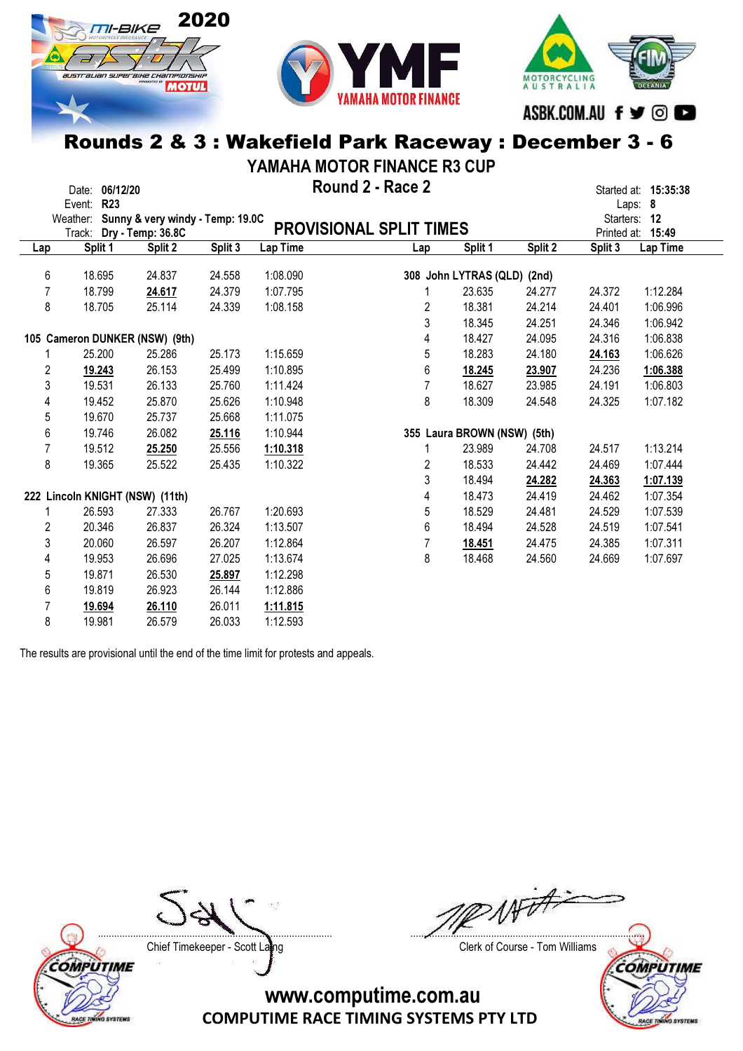# Rounds 2 & 3 : Wakefield Park Raceway : December 3 - 6

## YAMAHA MOTOR FINANCE R3 CUP

### Round 2 - Race 2

Date: 06/12/20
Event: R23
Weather: Sunny & very windy - Temp: 19.0C
Track: Dry - Temp: 36.8C

Started at: 15:35:38
Laps: 8
Starters: 12
Printed at: 15:49

## PROVISIONAL SPLIT TIMES

| Lap | Split 1 | Split 2 | Split 3 | Lap Time |
|---|---|---|---|---|
| 6 | 18.695 | 24.837 | 24.558 | 1:08.090 |
| 7 | 18.799 | **24.617** | 24.379 | 1:07.795 |
| 8 | 18.705 | 25.114 | 24.339 | 1:08.158 |

**105 Cameron DUNKER (NSW) (9th)**

| Lap | Split 1 | Split 2 | Split 3 | Lap Time |
|---|---|---|---|---|
| 1 | 25.200 | 25.286 | 25.173 | 1:15.659 |
| 2 | **19.243** | 26.153 | 25.499 | 1:10.895 |
| 3 | 19.531 | 26.133 | 25.760 | 1:11.424 |
| 4 | 19.452 | 25.870 | 25.626 | 1:10.948 |
| 5 | 19.670 | 25.737 | 25.668 | 1:11.075 |
| 6 | 19.746 | 26.082 | **25.116** | 1:10.944 |
| 7 | 19.512 | **25.250** | 25.556 | **1:10.318** |
| 8 | 19.365 | 25.522 | 25.435 | 1:10.322 |

**222 Lincoln KNIGHT (NSW) (11th)**

| Lap | Split 1 | Split 2 | Split 3 | Lap Time |
|---|---|---|---|---|
| 1 | 26.593 | 27.333 | 26.767 | 1:20.693 |
| 2 | 20.346 | 26.837 | 26.324 | 1:13.507 |
| 3 | 20.060 | 26.597 | 26.207 | 1:12.864 |
| 4 | 19.953 | 26.696 | 27.025 | 1:13.674 |
| 5 | 19.871 | 26.530 | **25.897** | 1:12.298 |
| 6 | 19.819 | 26.923 | 26.144 | 1:12.886 |
| 7 | **19.694** | **26.110** | 26.011 | **1:11.815** |
| 8 | 19.981 | 26.579 | 26.033 | 1:12.593 |

**308 John LYTRAS (QLD) (2nd)**

| Lap | Split 1 | Split 2 | Split 3 | Lap Time |
|---|---|---|---|---|
| 1 | 23.635 | 24.277 | 24.372 | 1:12.284 |
| 2 | 18.381 | 24.214 | 24.401 | 1:06.996 |
| 3 | 18.345 | 24.251 | 24.346 | 1:06.942 |
| 4 | 18.427 | 24.095 | 24.316 | 1:06.838 |
| 5 | 18.283 | 24.180 | **24.163** | 1:06.626 |
| 6 | **18.245** | **23.907** | 24.236 | **1:06.388** |
| 7 | 18.627 | 23.985 | 24.191 | 1:06.803 |
| 8 | 18.309 | 24.548 | 24.325 | 1:07.182 |

**355 Laura BROWN (NSW) (5th)**

| Lap | Split 1 | Split 2 | Split 3 | Lap Time |
|---|---|---|---|---|
| 1 | 23.989 | 24.708 | 24.517 | 1:13.214 |
| 2 | 18.533 | 24.442 | 24.469 | 1:07.444 |
| 3 | 18.494 | **24.282** | **24.363** | **1:07.139** |
| 4 | 18.473 | 24.419 | 24.462 | 1:07.354 |
| 5 | 18.529 | 24.481 | 24.529 | 1:07.539 |
| 6 | 18.494 | 24.528 | 24.519 | 1:07.541 |
| 7 | **18.451** | 24.475 | 24.385 | 1:07.311 |
| 8 | 18.468 | 24.560 | 24.669 | 1:07.697 |

The results are provisional until the end of the time limit for protests and appeals.

Chief Timekeeper - Scott Laing

Clerk of Course - Tom Williams

www.computime.com.au
COMPUTIME RACE TIMING SYSTEMS PTY LTD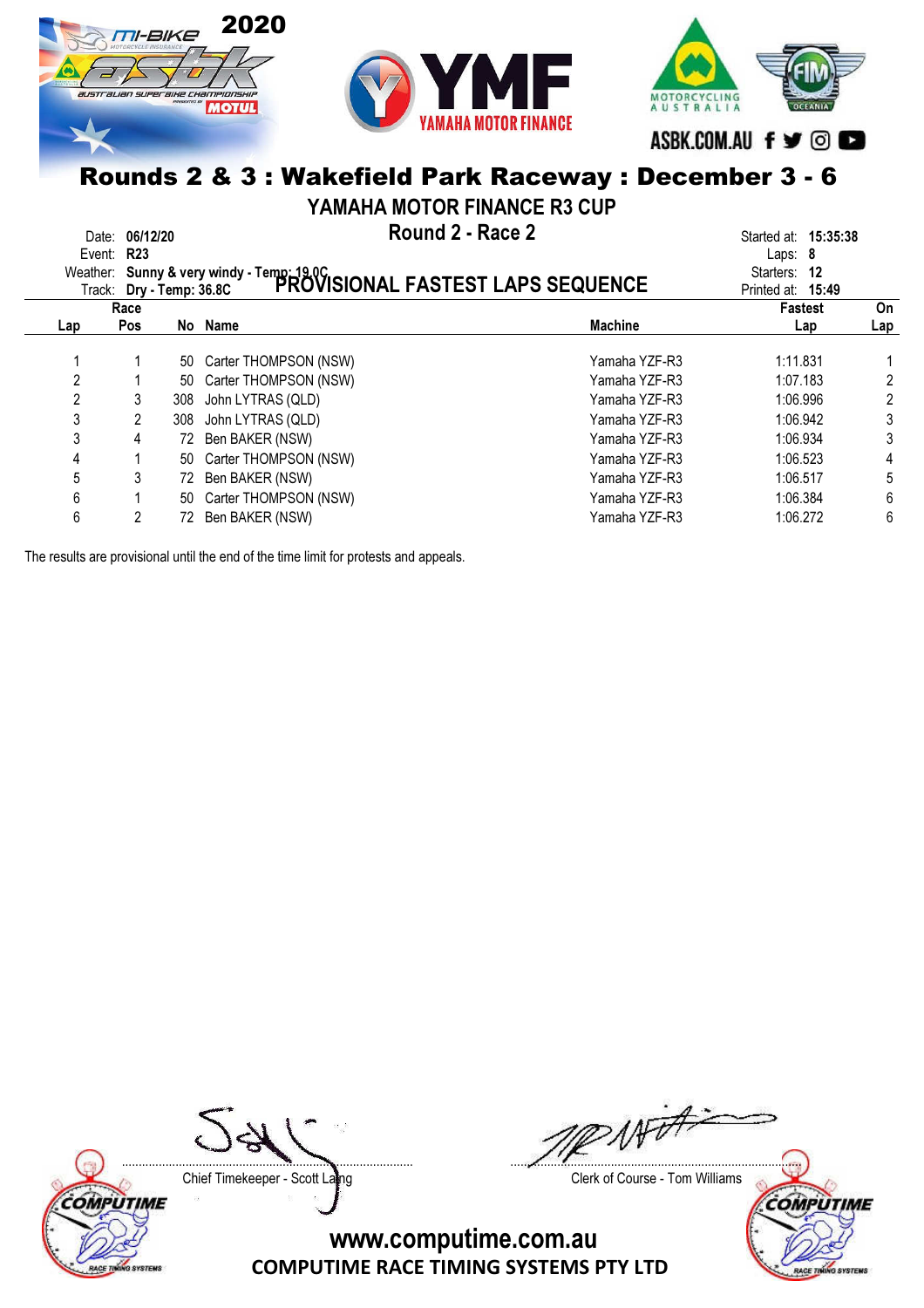# Rounds 2 & 3 : Wakefield Park Raceway : December 3 - 6

## YAMAHA MOTOR FINANCE R3 CUP

### Round 2 - Race 2

### PROVISIONAL FASTEST LAPS SEQUENCE

Date: **06/12/20**
Event: **R23**
Weather: **Sunny & very windy - Temp: 19.0C**
Track: **Dry - Temp: 36.8C**

Started at: **15:35:38**
Laps: **8**
Starters: **12**
Printed at: **15:49**

| Lap | Race Pos | No | Name | Machine | Fastest Lap | On Lap |
|---|---|---|---|---|---|---|
| 1 | 1 | 50 | Carter THOMPSON (NSW) | Yamaha YZF-R3 | 1:11.831 | 1 |
| 2 | 1 | 50 | Carter THOMPSON (NSW) | Yamaha YZF-R3 | 1:07.183 | 2 |
| 2 | 3 | 308 | John LYTRAS (QLD) | Yamaha YZF-R3 | 1:06.996 | 2 |
| 3 | 2 | 308 | John LYTRAS (QLD) | Yamaha YZF-R3 | 1:06.942 | 3 |
| 3 | 4 | 72 | Ben BAKER (NSW) | Yamaha YZF-R3 | 1:06.934 | 3 |
| 4 | 1 | 50 | Carter THOMPSON (NSW) | Yamaha YZF-R3 | 1:06.523 | 4 |
| 5 | 3 | 72 | Ben BAKER (NSW) | Yamaha YZF-R3 | 1:06.517 | 5 |
| 6 | 1 | 50 | Carter THOMPSON (NSW) | Yamaha YZF-R3 | 1:06.384 | 6 |
| 6 | 2 | 72 | Ben BAKER (NSW) | Yamaha YZF-R3 | 1:06.272 | 6 |

The results are provisional until the end of the time limit for protests and appeals.

Chief Timekeeper - Scott Laing

Clerk of Course - Tom Williams

www.computime.com.au
COMPUTIME RACE TIMING SYSTEMS PTY LTD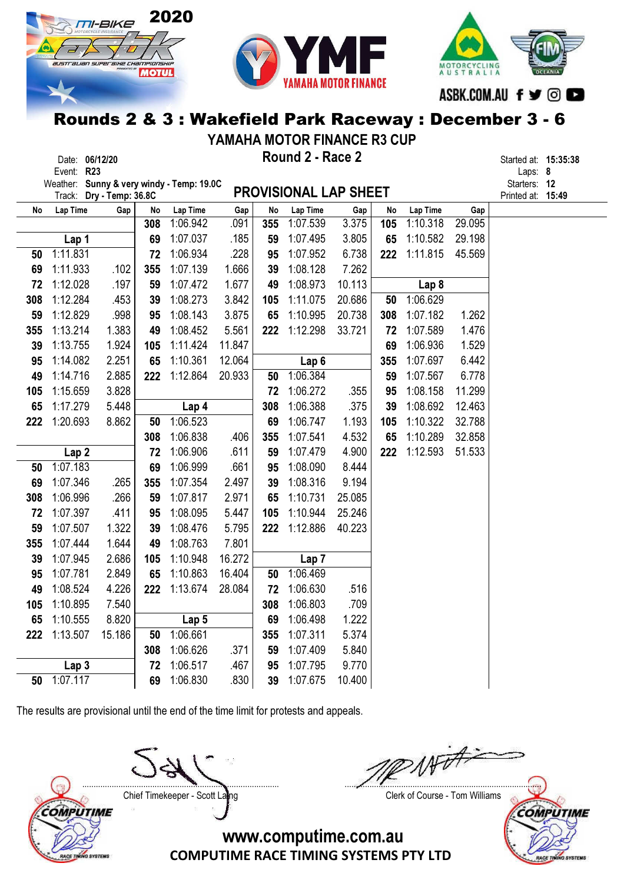# Rounds 2 & 3 : Wakefield Park Raceway : December 3 - 6

## YAMAHA MOTOR FINANCE R3 CUP

## Round 2 - Race 2

Date: **06/12/20**
Event: **R23**
Weather: **Sunny & very windy - Temp: 19.0C**
Track: **Dry - Temp: 36.8C**

Started at: **15:35:38**
Laps: **8**
Starters: **12**
Printed at: **15:49**

## PROVISIONAL LAP SHEET

**Lap 1**

| No | Lap Time | Gap |
|---|---|---|
| 50 | 1:11.831 | |
| 69 | 1:11.933 | .102 |
| 72 | 1:12.028 | .197 |
| 308 | 1:12.284 | .453 |
| 59 | 1:12.829 | .998 |
| 355 | 1:13.214 | 1.383 |
| 39 | 1:13.755 | 1.924 |
| 95 | 1:14.082 | 2.251 |
| 49 | 1:14.716 | 2.885 |
| 105 | 1:15.659 | 3.828 |
| 65 | 1:17.279 | 5.448 |
| 222 | 1:20.693 | 8.862 |

**Lap 2**

| No | Lap Time | Gap |
|---|---|---|
| 50 | 1:07.183 | |
| 69 | 1:07.346 | .265 |
| 308 | 1:06.996 | .266 |
| 72 | 1:07.397 | .411 |
| 59 | 1:07.507 | 1.322 |
| 355 | 1:07.444 | 1.644 |
| 39 | 1:07.945 | 2.686 |
| 95 | 1:07.781 | 2.849 |
| 49 | 1:08.524 | 4.226 |
| 105 | 1:10.895 | 7.540 |
| 65 | 1:10.555 | 8.820 |
| 222 | 1:13.507 | 15.186 |

**Lap 3**

| No | Lap Time | Gap |
|---|---|---|
| 50 | 1:07.117 | |
| 308 | 1:06.942 | .091 |
| 69 | 1:07.037 | .185 |
| 72 | 1:06.934 | .228 |
| 355 | 1:07.139 | 1.666 |
| 59 | 1:07.472 | 1.677 |
| 39 | 1:08.273 | 3.842 |
| 95 | 1:08.143 | 3.875 |
| 49 | 1:08.452 | 5.561 |
| 105 | 1:11.424 | 11.847 |
| 65 | 1:10.361 | 12.064 |
| 222 | 1:12.864 | 20.933 |

**Lap 4**

| No | Lap Time | Gap |
|---|---|---|
| 50 | 1:06.523 | |
| 308 | 1:06.838 | .406 |
| 72 | 1:06.906 | .611 |
| 69 | 1:06.999 | .661 |
| 355 | 1:07.354 | 2.497 |
| 59 | 1:07.817 | 2.971 |
| 95 | 1:08.095 | 5.447 |
| 39 | 1:08.476 | 5.795 |
| 49 | 1:08.763 | 7.801 |
| 105 | 1:10.948 | 16.272 |
| 65 | 1:10.863 | 16.404 |
| 222 | 1:13.674 | 28.084 |

**Lap 5**

| No | Lap Time | Gap |
|---|---|---|
| 50 | 1:06.661 | |
| 308 | 1:06.626 | .371 |
| 72 | 1:06.517 | .467 |
| 69 | 1:06.830 | .830 |
| 355 | 1:07.539 | 3.375 |
| 59 | 1:07.495 | 3.805 |
| 95 | 1:07.952 | 6.738 |
| 39 | 1:08.128 | 7.262 |
| 49 | 1:08.973 | 10.113 |
| 105 | 1:11.075 | 20.686 |
| 65 | 1:10.995 | 20.738 |
| 222 | 1:12.298 | 33.721 |

**Lap 6**

| No | Lap Time | Gap |
|---|---|---|
| 50 | 1:06.384 | |
| 72 | 1:06.272 | .355 |
| 308 | 1:06.388 | .375 |
| 69 | 1:06.747 | 1.193 |
| 355 | 1:07.541 | 4.532 |
| 59 | 1:07.479 | 4.900 |
| 95 | 1:08.090 | 8.444 |
| 39 | 1:08.316 | 9.194 |
| 65 | 1:10.731 | 25.085 |
| 105 | 1:10.944 | 25.246 |
| 222 | 1:12.886 | 40.223 |

**Lap 7**

| No | Lap Time | Gap |
|---|---|---|
| 50 | 1:06.469 | |
| 72 | 1:06.630 | .516 |
| 308 | 1:06.803 | .709 |
| 69 | 1:06.498 | 1.222 |
| 355 | 1:07.311 | 5.374 |
| 59 | 1:07.409 | 5.840 |
| 95 | 1:07.795 | 9.770 |
| 39 | 1:07.675 | 10.400 |
| 105 | 1:10.318 | 29.095 |
| 65 | 1:10.582 | 29.198 |
| 222 | 1:11.815 | 45.569 |

**Lap 8**

| No | Lap Time | Gap |
|---|---|---|
| 50 | 1:06.629 | |
| 308 | 1:07.182 | 1.262 |
| 72 | 1:07.589 | 1.476 |
| 69 | 1:06.936 | 1.529 |
| 355 | 1:07.697 | 6.442 |
| 59 | 1:07.567 | 6.778 |
| 95 | 1:08.158 | 11.299 |
| 39 | 1:08.692 | 12.463 |
| 105 | 1:10.322 | 32.788 |
| 65 | 1:10.289 | 32.858 |
| 222 | 1:12.593 | 51.533 |

The results are provisional until the end of the time limit for protests and appeals.

Chief Timekeeper - Scott Laing

Clerk of Course - Tom Williams

www.computime.com.au
COMPUTIME RACE TIMING SYSTEMS PTY LTD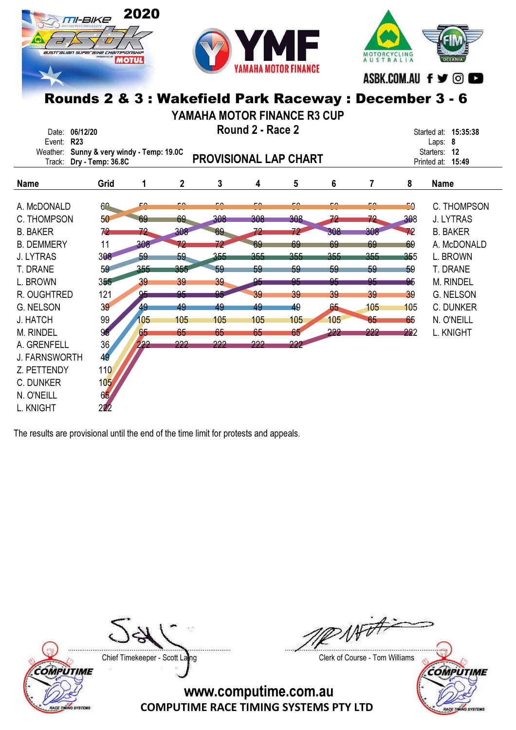# Rounds 2 & 3 : Wakefield Park Raceway : December 3 - 6

## YAMAHA MOTOR FINANCE R3 CUP

## Round 2 - Race 2

Date: 06/12/20
Event: R23
Weather: Sunny & very windy - Temp: 19.0C
Track: Dry - Temp: 36.8C

Started at: 15:35:38
Laps: 8
Starters: 12
Printed at: 15:49

## PROVISIONAL LAP CHART

| Name | Grid | 1 | 2 | 3 | 4 | 5 | 6 | 7 | 8 | Name |
|---|---|---|---|---|---|---|---|---|---|---|
| A. McDONALD | 69 | 50 | 50 | 50 | 50 | 50 | 50 | 50 | 50 | C. THOMPSON |
| C. THOMPSON | 50 | 69 | 69 | 308 | 308 | 308 | 72 | 72 | 308 | J. LYTRAS |
| B. BAKER | 72 | 72 | 308 | 69 | 72 | 72 | 308 | 308 | 72 | B. BAKER |
| B. DEMMERY | 11 | 308 | 72 | 72 | 69 | 69 | 69 | 69 | 69 | A. McDONALD |
| J. LYTRAS | 308 | 59 | 59 | 355 | 355 | 355 | 355 | 355 | 355 | L. BROWN |
| T. DRANE | 59 | 355 | 355 | 59 | 59 | 59 | 59 | 59 | 59 | T. DRANE |
| L. BROWN | 355 | 39 | 39 | 39 | 95 | 95 | 95 | 95 | 95 | M. RINDEL |
| R. OUGHTRED | 121 | 95 | 95 | 95 | 39 | 39 | 39 | 39 | 39 | G. NELSON |
| G. NELSON | 39 | 49 | 49 | 49 | 49 | 49 | 65 | 105 | 105 | C. DUNKER |
| J. HATCH | 99 | 105 | 105 | 105 | 105 | 105 | 105 | 65 | 65 | N. O'NEILL |
| M. RINDEL | 95 | 65 | 65 | 65 | 65 | 65 | 222 | 222 | 222 | L. KNIGHT |
| A. GRENFELL | 36 | 222 | 222 | 222 | 222 | 222 | | | | |
| J. FARNSWORTH | 49 | | | | | | | | | |
| Z. PETTENDY | 110 | | | | | | | | | |
| C. DUNKER | 105 | | | | | | | | | |
| N. O'NEILL | 65 | | | | | | | | | |
| L. KNIGHT | 222 | | | | | | | | | |

The results are provisional until the end of the time limit for protests and appeals.

Chief Timekeeper - Scott Laing

Clerk of Course - Tom Williams

www.computime.com.au
COMPUTIME RACE TIMING SYSTEMS PTY LTD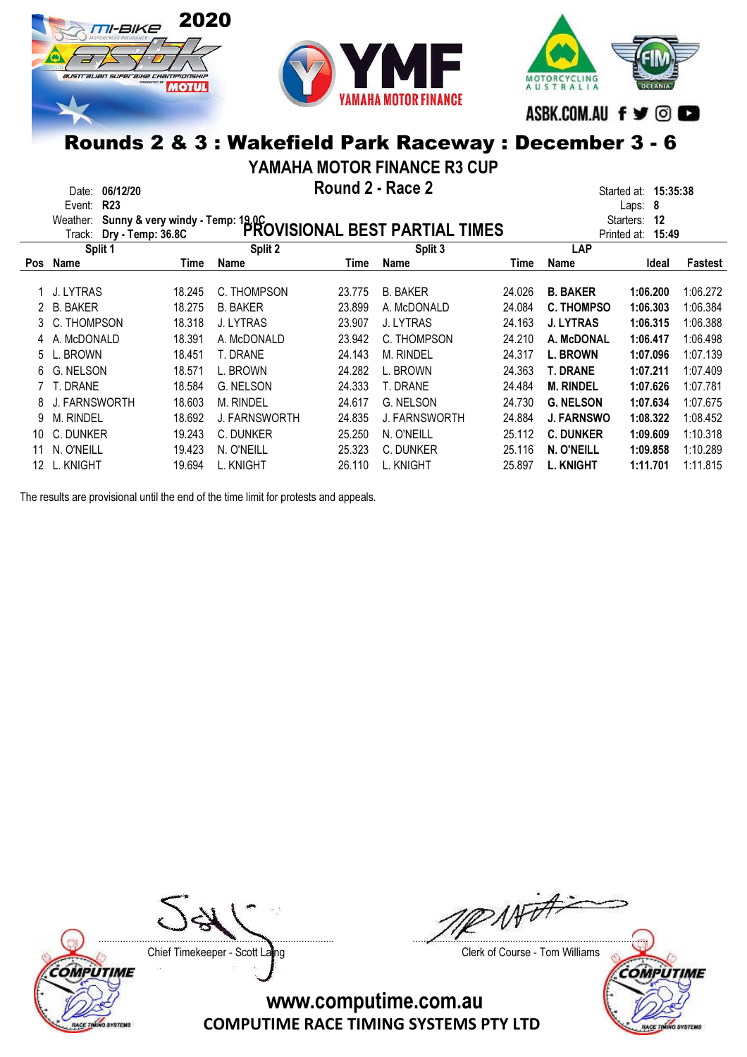# Rounds 2 & 3 : Wakefield Park Raceway : December 3 - 6

## YAMAHA MOTOR FINANCE R3 CUP

### Round 2 - Race 2

### PROVISIONAL BEST PARTIAL TIMES

Date: **06/12/20**
Event: **R23**
Weather: **Sunny & very windy - Temp: 19.0C**
Track: **Dry - Temp: 36.8C**

Started at: **15:35:38**
Laps: **8**
Starters: **12**
Printed at: **15:49**

| Pos | Split 1 Name | Time | Split 2 Name | Time | Split 3 Name | Time | LAP Name | Ideal | Fastest |
|---|---|---|---|---|---|---|---|---|---|
| 1 | J. LYTRAS | 18.245 | C. THOMPSON | 23.775 | B. BAKER | 24.026 | **B. BAKER** | **1:06.200** | 1:06.272 |
| 2 | B. BAKER | 18.275 | B. BAKER | 23.899 | A. McDONALD | 24.084 | **C. THOMPSO** | **1:06.303** | 1:06.384 |
| 3 | C. THOMPSON | 18.318 | J. LYTRAS | 23.907 | J. LYTRAS | 24.163 | **J. LYTRAS** | **1:06.315** | 1:06.388 |
| 4 | A. McDONALD | 18.391 | A. McDONALD | 23.942 | C. THOMPSON | 24.210 | **A. McDONAL** | **1:06.417** | 1:06.498 |
| 5 | L. BROWN | 18.451 | T. DRANE | 24.143 | M. RINDEL | 24.317 | **L. BROWN** | **1:07.096** | 1:07.139 |
| 6 | G. NELSON | 18.571 | L. BROWN | 24.282 | L. BROWN | 24.363 | **T. DRANE** | **1:07.211** | 1:07.409 |
| 7 | T. DRANE | 18.584 | G. NELSON | 24.333 | T. DRANE | 24.484 | **M. RINDEL** | **1:07.626** | 1:07.781 |
| 8 | J. FARNSWORTH | 18.603 | M. RINDEL | 24.617 | G. NELSON | 24.730 | **G. NELSON** | **1:07.634** | 1:07.675 |
| 9 | M. RINDEL | 18.692 | J. FARNSWORTH | 24.835 | J. FARNSWORTH | 24.884 | **J. FARNSWO** | **1:08.322** | 1:08.452 |
| 10 | C. DUNKER | 19.243 | C. DUNKER | 25.250 | N. O'NEILL | 25.112 | **C. DUNKER** | **1:09.609** | 1:10.318 |
| 11 | N. O'NEILL | 19.423 | N. O'NEILL | 25.323 | C. DUNKER | 25.116 | **N. O'NEILL** | **1:09.858** | 1:10.289 |
| 12 | L. KNIGHT | 19.694 | L. KNIGHT | 26.110 | L. KNIGHT | 25.897 | **L. KNIGHT** | **1:11.701** | 1:11.815 |

The results are provisional until the end of the time limit for protests and appeals.

Chief Timekeeper - Scott Laing

Clerk of Course - Tom Williams

www.computime.com.au
COMPUTIME RACE TIMING SYSTEMS PTY LTD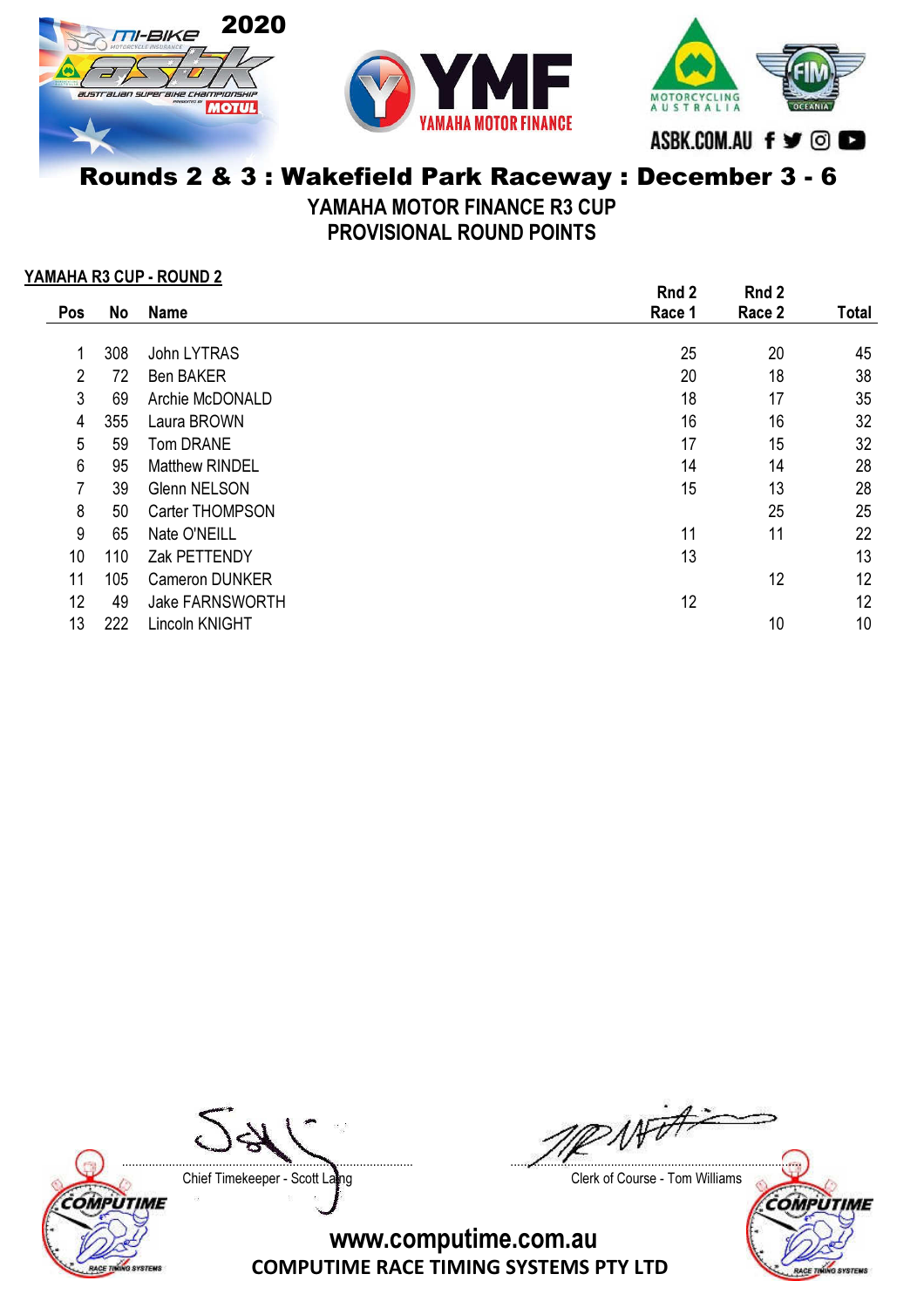## Rounds 2 & 3 : Wakefield Park Raceway : December 3 - 6

### YAMAHA MOTOR FINANCE R3 CUP
### PROVISIONAL ROUND POINTS

**YAMAHA R3 CUP - ROUND 2**

| Pos | No | Name | Rnd 2 Race 1 | Rnd 2 Race 2 | Total |
|---|---|---|---|---|---|
| 1 | 308 | John LYTRAS | 25 | 20 | 45 |
| 2 | 72 | Ben BAKER | 20 | 18 | 38 |
| 3 | 69 | Archie McDONALD | 18 | 17 | 35 |
| 4 | 355 | Laura BROWN | 16 | 16 | 32 |
| 5 | 59 | Tom DRANE | 17 | 15 | 32 |
| 6 | 95 | Matthew RINDEL | 14 | 14 | 28 |
| 7 | 39 | Glenn NELSON | 15 | 13 | 28 |
| 8 | 50 | Carter THOMPSON | | 25 | 25 |
| 9 | 65 | Nate O'NEILL | 11 | 11 | 22 |
| 10 | 110 | Zak PETTENDY | 13 | | 13 |
| 11 | 105 | Cameron DUNKER | | 12 | 12 |
| 12 | 49 | Jake FARNSWORTH | 12 | | 12 |
| 13 | 222 | Lincoln KNIGHT | | 10 | 10 |

Chief Timekeeper - Scott Laing

Clerk of Course - Tom Williams

www.computime.com.au

COMPUTIME RACE TIMING SYSTEMS PTY LTD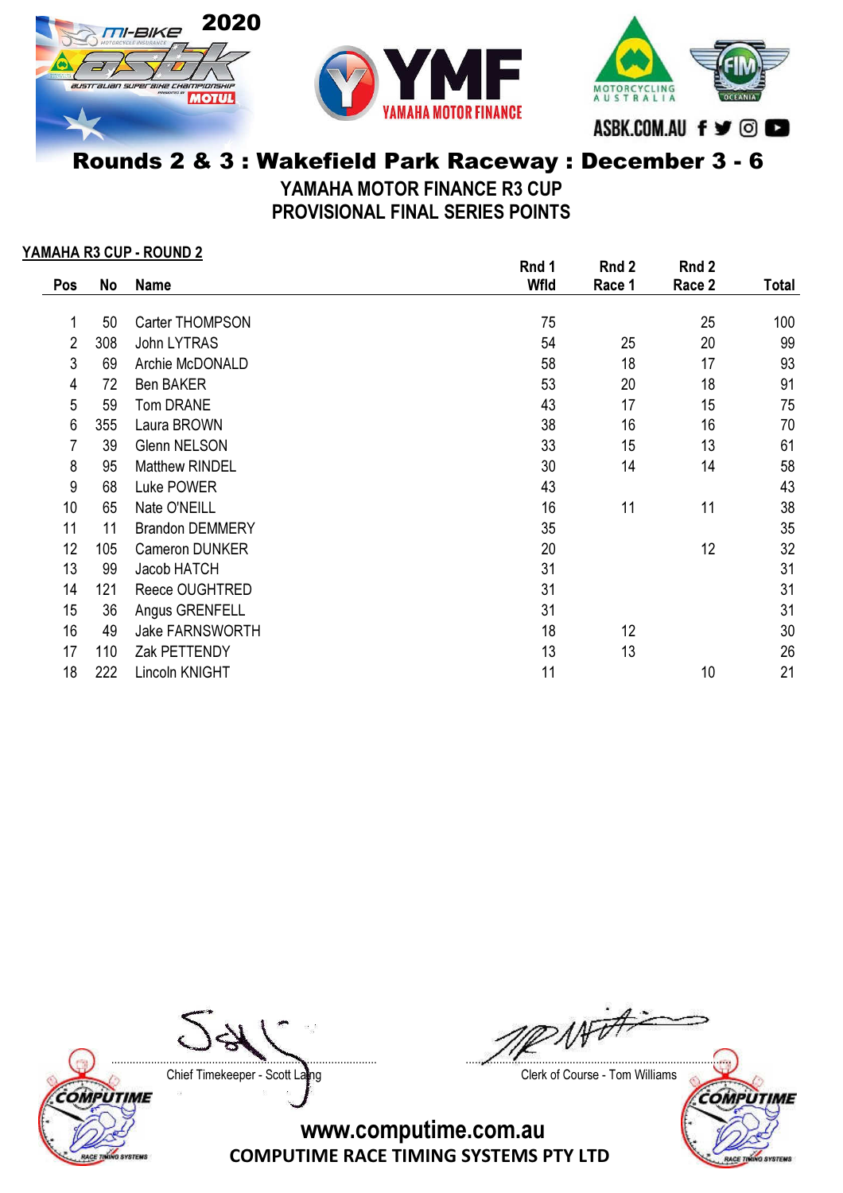# Rounds 2 & 3 : Wakefield Park Raceway : December 3 - 6

## YAMAHA MOTOR FINANCE R3 CUP
## PROVISIONAL FINAL SERIES POINTS

**YAMAHA R3 CUP - ROUND 2**

| Pos | No | Name | Rnd 1 Wfld | Rnd 2 Race 1 | Rnd 2 Race 2 | Total |
|---|---|---|---|---|---|---|
| 1 | 50 | Carter THOMPSON | 75 | | 25 | 100 |
| 2 | 308 | John LYTRAS | 54 | 25 | 20 | 99 |
| 3 | 69 | Archie McDONALD | 58 | 18 | 17 | 93 |
| 4 | 72 | Ben BAKER | 53 | 20 | 18 | 91 |
| 5 | 59 | Tom DRANE | 43 | 17 | 15 | 75 |
| 6 | 355 | Laura BROWN | 38 | 16 | 16 | 70 |
| 7 | 39 | Glenn NELSON | 33 | 15 | 13 | 61 |
| 8 | 95 | Matthew RINDEL | 30 | 14 | 14 | 58 |
| 9 | 68 | Luke POWER | 43 | | | 43 |
| 10 | 65 | Nate O'NEILL | 16 | 11 | 11 | 38 |
| 11 | 11 | Brandon DEMMERY | 35 | | | 35 |
| 12 | 105 | Cameron DUNKER | 20 | | 12 | 32 |
| 13 | 99 | Jacob HATCH | 31 | | | 31 |
| 14 | 121 | Reece OUGHTRED | 31 | | | 31 |
| 15 | 36 | Angus GRENFELL | 31 | | | 31 |
| 16 | 49 | Jake FARNSWORTH | 18 | 12 | | 30 |
| 17 | 110 | Zak PETTENDY | 13 | 13 | | 26 |
| 18 | 222 | Lincoln KNIGHT | 11 | | 10 | 21 |

Chief Timekeeper - Scott Laing

Clerk of Course - Tom Williams

www.computime.com.au

COMPUTIME RACE TIMING SYSTEMS PTY LTD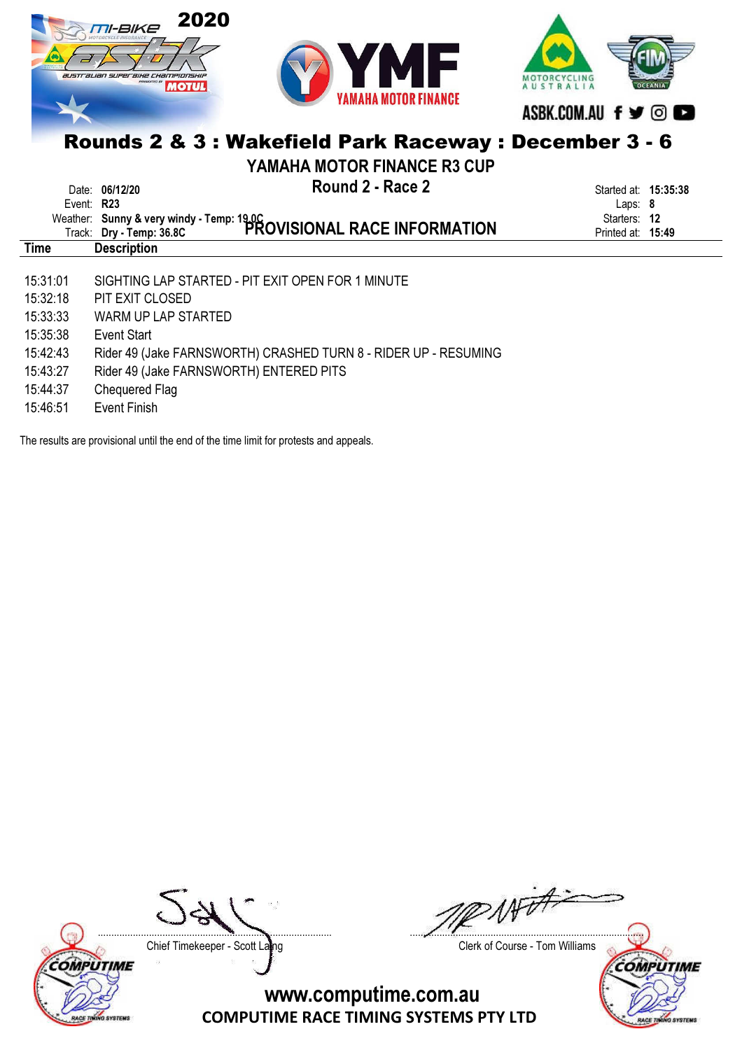# Rounds 2 & 3 : Wakefield Park Raceway : December 3 - 6

## YAMAHA MOTOR FINANCE R3 CUP

### Round 2 - Race 2

Date: **06/12/20**
Event: **R23**
Weather: **Sunny & very windy - Temp: 19.0C**
Track: **Dry - Temp: 36.8C**

Started at: **15:35:38**
Laps: **8**
Starters: **12**
Printed at: **15:49**

## PROVISIONAL RACE INFORMATION

| Time | Description |
|---|---|
| 15:31:01 | SIGHTING LAP STARTED - PIT EXIT OPEN FOR 1 MINUTE |
| 15:32:18 | PIT EXIT CLOSED |
| 15:33:33 | WARM UP LAP STARTED |
| 15:35:38 | Event Start |
| 15:42:43 | Rider 49 (Jake FARNSWORTH) CRASHED TURN 8 - RIDER UP - RESUMING |
| 15:43:27 | Rider 49 (Jake FARNSWORTH) ENTERED PITS |
| 15:44:37 | Chequered Flag |
| 15:46:51 | Event Finish |

The results are provisional until the end of the time limit for protests and appeals.

Chief Timekeeper - Scott Laing

Clerk of Course - Tom Williams

www.computime.com.au
COMPUTIME RACE TIMING SYSTEMS PTY LTD